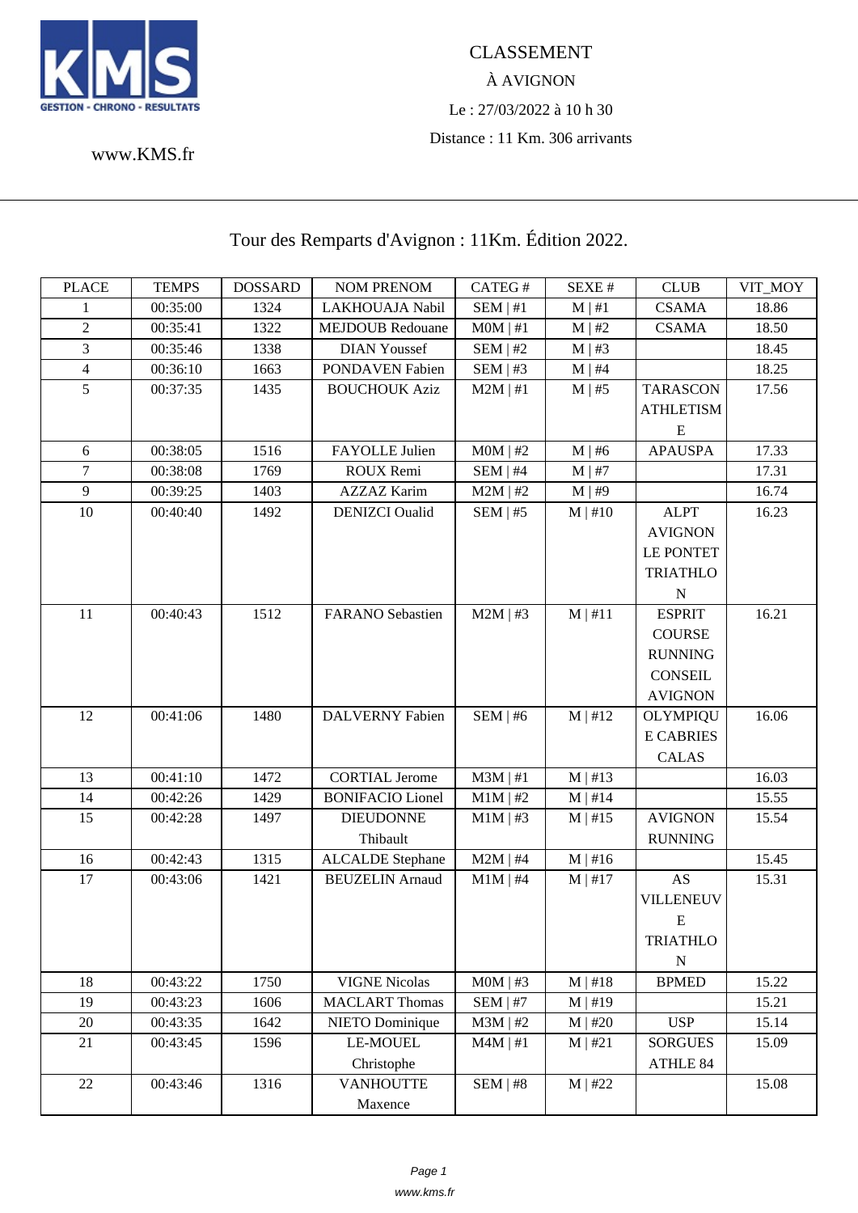CLASSEMENT

À AVIGNON

Le : 27/03/2022 à 10 h 30

Distance : 11 Km. 306 arrivants

www.KMS.fr

## Tour des Remparts d'Avignon : 11Km. Édition 2022.

| PLACE | TEMPS | DOSSARD | NOM PRENOM | CATEG # | SEXE # | CLUB | VIT_MOY |
|---|---|---|---|---|---|---|---|
| 1 | 00:35:00 | 1324 | LAKHOUAJA Nabil | SEM \| #1 | M \| #1 | CSAMA | 18.86 |
| 2 | 00:35:41 | 1322 | MEJDOUB Redouane | M0M \| #1 | M \| #2 | CSAMA | 18.50 |
| 3 | 00:35:46 | 1338 | DIAN Youssef | SEM \| #2 | M \| #3 | | 18.45 |
| 4 | 00:36:10 | 1663 | PONDAVEN Fabien | SEM \| #3 | M \| #4 | | 18.25 |
| 5 | 00:37:35 | 1435 | BOUCHOUK Aziz | M2M \| #1 | M \| #5 | TARASCON ATHLETISME | 17.56 |
| 6 | 00:38:05 | 1516 | FAYOLLE Julien | M0M \| #2 | M \| #6 | APAUSPA | 17.33 |
| 7 | 00:38:08 | 1769 | ROUX Remi | SEM \| #4 | M \| #7 | | 17.31 |
| 9 | 00:39:25 | 1403 | AZZAZ Karim | M2M \| #2 | M \| #9 | | 16.74 |
| 10 | 00:40:40 | 1492 | DENIZCI Oualid | SEM \| #5 | M \| #10 | ALPT AVIGNON LE PONTET TRIATHLON | 16.23 |
| 11 | 00:40:43 | 1512 | FARANO Sebastien | M2M \| #3 | M \| #11 | ESPRIT COURSE RUNNING CONSEIL AVIGNON | 16.21 |
| 12 | 00:41:06 | 1480 | DALVERNY Fabien | SEM \| #6 | M \| #12 | OLYMPIQUE CABRIES CALAS | 16.06 |
| 13 | 00:41:10 | 1472 | CORTIAL Jerome | M3M \| #1 | M \| #13 | | 16.03 |
| 14 | 00:42:26 | 1429 | BONIFACIO Lionel | M1M \| #2 | M \| #14 | | 15.55 |
| 15 | 00:42:28 | 1497 | DIEUDONNE Thibault | M1M \| #3 | M \| #15 | AVIGNON RUNNING | 15.54 |
| 16 | 00:42:43 | 1315 | ALCALDE Stephane | M2M \| #4 | M \| #16 | | 15.45 |
| 17 | 00:43:06 | 1421 | BEUZELIN Arnaud | M1M \| #4 | M \| #17 | AS VILLENEUVE TRIATHLON | 15.31 |
| 18 | 00:43:22 | 1750 | VIGNE Nicolas | M0M \| #3 | M \| #18 | BPMED | 15.22 |
| 19 | 00:43:23 | 1606 | MACLART Thomas | SEM \| #7 | M \| #19 | | 15.21 |
| 20 | 00:43:35 | 1642 | NIETO Dominique | M3M \| #2 | M \| #20 | USP | 15.14 |
| 21 | 00:43:45 | 1596 | LE-MOUEL Christophe | M4M \| #1 | M \| #21 | SORGUES ATHLE 84 | 15.09 |
| 22 | 00:43:46 | 1316 | VANHOUTTE Maxence | SEM \| #8 | M \| #22 | | 15.08 |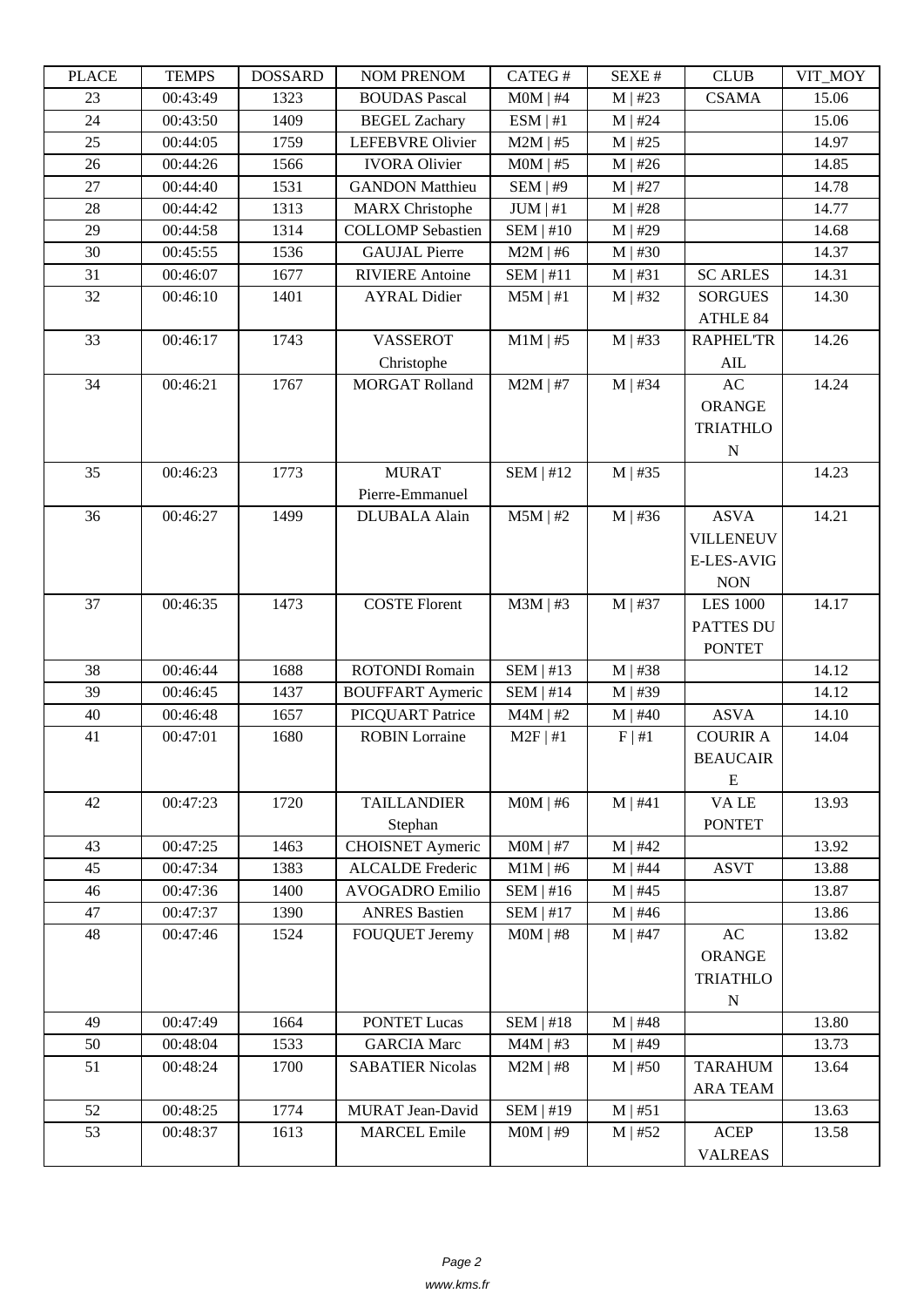| PLACE | TEMPS | DOSSARD | NOM PRENOM | CATEG # | SEXE # | CLUB | VIT_MOY |
|---|---|---|---|---|---|---|---|
| 23 | 00:43:49 | 1323 | BOUDAS Pascal | M0M \| #4 | M \| #23 | CSAMA | 15.06 |
| 24 | 00:43:50 | 1409 | BEGEL Zachary | ESM \| #1 | M \| #24 | | 15.06 |
| 25 | 00:44:05 | 1759 | LEFEBVRE Olivier | M2M \| #5 | M \| #25 | | 14.97 |
| 26 | 00:44:26 | 1566 | IVORA Olivier | M0M \| #5 | M \| #26 | | 14.85 |
| 27 | 00:44:40 | 1531 | GANDON Matthieu | SEM \| #9 | M \| #27 | | 14.78 |
| 28 | 00:44:42 | 1313 | MARX Christophe | JUM \| #1 | M \| #28 | | 14.77 |
| 29 | 00:44:58 | 1314 | COLLOMP Sebastien | SEM \| #10 | M \| #29 | | 14.68 |
| 30 | 00:45:55 | 1536 | GAUJAL Pierre | M2M \| #6 | M \| #30 | | 14.37 |
| 31 | 00:46:07 | 1677 | RIVIERE Antoine | SEM \| #11 | M \| #31 | SC ARLES | 14.31 |
| 32 | 00:46:10 | 1401 | AYRAL Didier | M5M \| #1 | M \| #32 | SORGUES ATHLE 84 | 14.30 |
| 33 | 00:46:17 | 1743 | VASSEROT Christophe | M1M \| #5 | M \| #33 | RAPHEL'TRAIL | 14.26 |
| 34 | 00:46:21 | 1767 | MORGAT Rolland | M2M \| #7 | M \| #34 | AC ORANGE TRIATHLON | 14.24 |
| 35 | 00:46:23 | 1773 | MURAT Pierre-Emmanuel | SEM \| #12 | M \| #35 | | 14.23 |
| 36 | 00:46:27 | 1499 | DLUBALA Alain | M5M \| #2 | M \| #36 | ASVA VILLENEUVE-LES-AVIGNON | 14.21 |
| 37 | 00:46:35 | 1473 | COSTE Florent | M3M \| #3 | M \| #37 | LES 1000 PATTES DU PONTET | 14.17 |
| 38 | 00:46:44 | 1688 | ROTONDI Romain | SEM \| #13 | M \| #38 | | 14.12 |
| 39 | 00:46:45 | 1437 | BOUFFART Aymeric | SEM \| #14 | M \| #39 | | 14.12 |
| 40 | 00:46:48 | 1657 | PICQUART Patrice | M4M \| #2 | M \| #40 | ASVA | 14.10 |
| 41 | 00:47:01 | 1680 | ROBIN Lorraine | M2F \| #1 | F \| #1 | COURIR A BEAUCAIRE | 14.04 |
| 42 | 00:47:23 | 1720 | TAILLANDIER Stephan | M0M \| #6 | M \| #41 | VA LE PONTET | 13.93 |
| 43 | 00:47:25 | 1463 | CHOISNET Aymeric | M0M \| #7 | M \| #42 | | 13.92 |
| 45 | 00:47:34 | 1383 | ALCALDE Frederic | M1M \| #6 | M \| #44 | ASVT | 13.88 |
| 46 | 00:47:36 | 1400 | AVOGADRO Emilio | SEM \| #16 | M \| #45 | | 13.87 |
| 47 | 00:47:37 | 1390 | ANRES Bastien | SEM \| #17 | M \| #46 | | 13.86 |
| 48 | 00:47:46 | 1524 | FOUQUET Jeremy | M0M \| #8 | M \| #47 | AC ORANGE TRIATHLON | 13.82 |
| 49 | 00:47:49 | 1664 | PONTET Lucas | SEM \| #18 | M \| #48 | | 13.80 |
| 50 | 00:48:04 | 1533 | GARCIA Marc | M4M \| #3 | M \| #49 | | 13.73 |
| 51 | 00:48:24 | 1700 | SABATIER Nicolas | M2M \| #8 | M \| #50 | TARAHUMARA TEAM | 13.64 |
| 52 | 00:48:25 | 1774 | MURAT Jean-David | SEM \| #19 | M \| #51 | | 13.63 |
| 53 | 00:48:37 | 1613 | MARCEL Emile | M0M \| #9 | M \| #52 | ACEP VALREAS | 13.58 |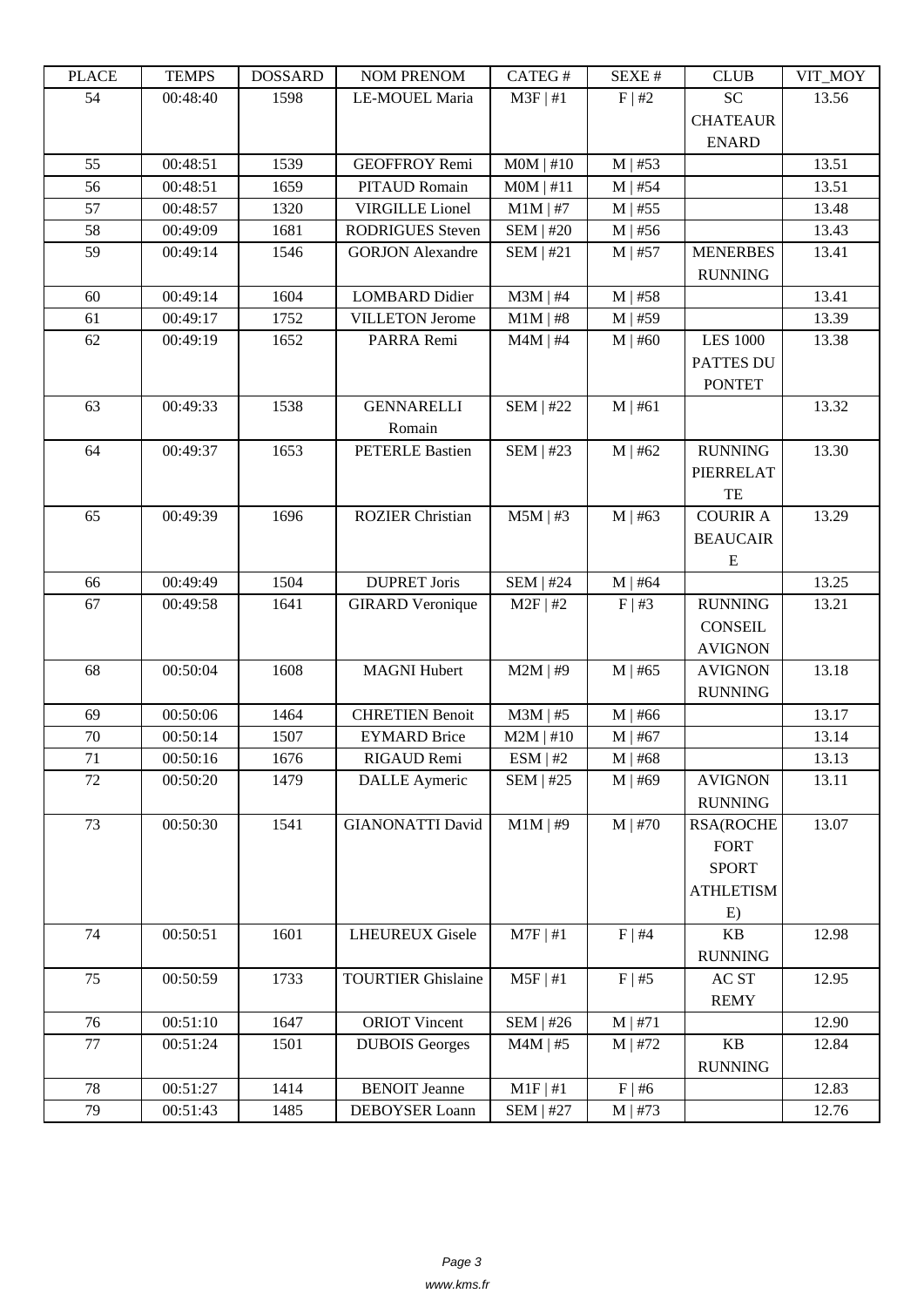| PLACE | TEMPS | DOSSARD | NOM PRENOM | CATEG # | SEXE # | CLUB | VIT_MOY |
|---|---|---|---|---|---|---|---|
| 54 | 00:48:40 | 1598 | LE-MOUEL Maria | M3F \| #1 | F \| #2 | SC CHATEAURENARD | 13.56 |
| 55 | 00:48:51 | 1539 | GEOFFROY Remi | M0M \| #10 | M \| #53 | | 13.51 |
| 56 | 00:48:51 | 1659 | PITAUD Romain | M0M \| #11 | M \| #54 | | 13.51 |
| 57 | 00:48:57 | 1320 | VIRGILLE Lionel | M1M \| #7 | M \| #55 | | 13.48 |
| 58 | 00:49:09 | 1681 | RODRIGUES Steven | SEM \| #20 | M \| #56 | | 13.43 |
| 59 | 00:49:14 | 1546 | GORJON Alexandre | SEM \| #21 | M \| #57 | MENERBES RUNNING | 13.41 |
| 60 | 00:49:14 | 1604 | LOMBARD Didier | M3M \| #4 | M \| #58 | | 13.41 |
| 61 | 00:49:17 | 1752 | VILLETON Jerome | M1M \| #8 | M \| #59 | | 13.39 |
| 62 | 00:49:19 | 1652 | PARRA Remi | M4M \| #4 | M \| #60 | LES 1000 PATTES DU PONTET | 13.38 |
| 63 | 00:49:33 | 1538 | GENNARELLI Romain | SEM \| #22 | M \| #61 | | 13.32 |
| 64 | 00:49:37 | 1653 | PETERLE Bastien | SEM \| #23 | M \| #62 | RUNNING PIERRELATTE | 13.30 |
| 65 | 00:49:39 | 1696 | ROZIER Christian | M5M \| #3 | M \| #63 | COURIR A BEAUCAIRE | 13.29 |
| 66 | 00:49:49 | 1504 | DUPRET Joris | SEM \| #24 | M \| #64 | | 13.25 |
| 67 | 00:49:58 | 1641 | GIRARD Veronique | M2F \| #2 | F \| #3 | RUNNING CONSEIL AVIGNON | 13.21 |
| 68 | 00:50:04 | 1608 | MAGNI Hubert | M2M \| #9 | M \| #65 | AVIGNON RUNNING | 13.18 |
| 69 | 00:50:06 | 1464 | CHRETIEN Benoit | M3M \| #5 | M \| #66 | | 13.17 |
| 70 | 00:50:14 | 1507 | EYMARD Brice | M2M \| #10 | M \| #67 | | 13.14 |
| 71 | 00:50:16 | 1676 | RIGAUD Remi | ESM \| #2 | M \| #68 | | 13.13 |
| 72 | 00:50:20 | 1479 | DALLE Aymeric | SEM \| #25 | M \| #69 | AVIGNON RUNNING | 13.11 |
| 73 | 00:50:30 | 1541 | GIANONATTI David | M1M \| #9 | M \| #70 | RSA(ROCHEFORT SPORT ATHLETISME) | 13.07 |
| 74 | 00:50:51 | 1601 | LHEUREUX Gisele | M7F \| #1 | F \| #4 | KB RUNNING | 12.98 |
| 75 | 00:50:59 | 1733 | TOURTIER Ghislaine | M5F \| #1 | F \| #5 | AC ST REMY | 12.95 |
| 76 | 00:51:10 | 1647 | ORIOT Vincent | SEM \| #26 | M \| #71 | | 12.90 |
| 77 | 00:51:24 | 1501 | DUBOIS Georges | M4M \| #5 | M \| #72 | KB RUNNING | 12.84 |
| 78 | 00:51:27 | 1414 | BENOIT Jeanne | M1F \| #1 | F \| #6 | | 12.83 |
| 79 | 00:51:43 | 1485 | DEBOYSER Loann | SEM \| #27 | M \| #73 | | 12.76 |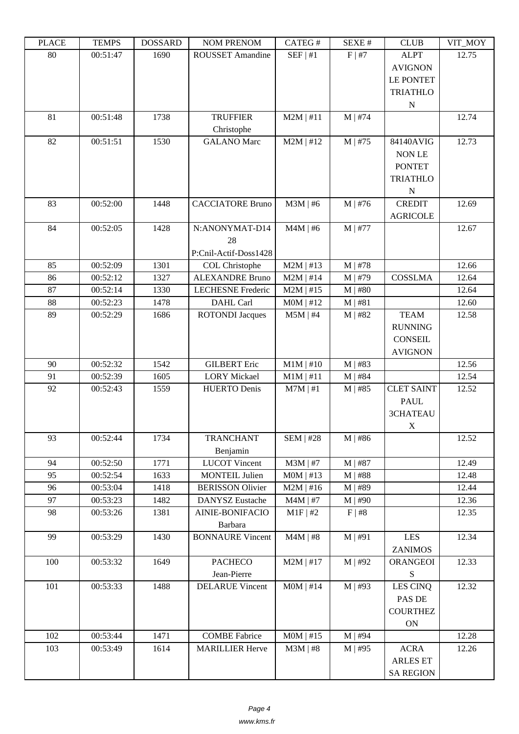| PLACE | TEMPS | DOSSARD | NOM PRENOM | CATEG # | SEXE # | CLUB | VIT_MOY |
| --- | --- | --- | --- | --- | --- | --- | --- |
| 80 | 00:51:47 | 1690 | ROUSSET Amandine | SEF \| #1 | F \| #7 | ALPT AVIGNON LE PONTET TRIATHLON | 12.75 |
| 81 | 00:51:48 | 1738 | TRUFFIER Christophe | M2M \| #11 | M \| #74 | | 12.74 |
| 82 | 00:51:51 | 1530 | GALANO Marc | M2M \| #12 | M \| #75 | 84140AVIGNON LE PONTET TRIATHLON | 12.73 |
| 83 | 00:52:00 | 1448 | CACCIATORE Bruno | M3M \| #6 | M \| #76 | CREDIT AGRICOLE | 12.69 |
| 84 | 00:52:05 | 1428 | N:ANONYMAT-D1428 P:Cnil-Actif-Doss1428 | M4M \| #6 | M \| #77 | | 12.67 |
| 85 | 00:52:09 | 1301 | COL Christophe | M2M \| #13 | M \| #78 | | 12.66 |
| 86 | 00:52:12 | 1327 | ALEXANDRE Bruno | M2M \| #14 | M \| #79 | COSSLMA | 12.64 |
| 87 | 00:52:14 | 1330 | LECHESNE Frederic | M2M \| #15 | M \| #80 | | 12.64 |
| 88 | 00:52:23 | 1478 | DAHL Carl | M0M \| #12 | M \| #81 | | 12.60 |
| 89 | 00:52:29 | 1686 | ROTONDI Jacques | M5M \| #4 | M \| #82 | TEAM RUNNING CONSEIL AVIGNON | 12.58 |
| 90 | 00:52:32 | 1542 | GILBERT Eric | M1M \| #10 | M \| #83 | | 12.56 |
| 91 | 00:52:39 | 1605 | LORY Mickael | M1M \| #11 | M \| #84 | | 12.54 |
| 92 | 00:52:43 | 1559 | HUERTO Denis | M7M \| #1 | M \| #85 | CLET SAINT PAUL 3CHATEAUX | 12.52 |
| 93 | 00:52:44 | 1734 | TRANCHANT Benjamin | SEM \| #28 | M \| #86 | | 12.52 |
| 94 | 00:52:50 | 1771 | LUCOT Vincent | M3M \| #7 | M \| #87 | | 12.49 |
| 95 | 00:52:54 | 1633 | MONTEIL Julien | M0M \| #13 | M \| #88 | | 12.48 |
| 96 | 00:53:04 | 1418 | BERISSON Olivier | M2M \| #16 | M \| #89 | | 12.44 |
| 97 | 00:53:23 | 1482 | DANYSZ Eustache | M4M \| #7 | M \| #90 | | 12.36 |
| 98 | 00:53:26 | 1381 | AINIE-BONIFACIO Barbara | M1F \| #2 | F \| #8 | | 12.35 |
| 99 | 00:53:29 | 1430 | BONNAURE Vincent | M4M \| #8 | M \| #91 | LES ZANIMOS | 12.34 |
| 100 | 00:53:32 | 1649 | PACHECO Jean-Pierre | M2M \| #17 | M \| #92 | ORANGEOIS | 12.33 |
| 101 | 00:53:33 | 1488 | DELARUE Vincent | M0M \| #14 | M \| #93 | LES CINQ PAS DE COURTHEZON | 12.32 |
| 102 | 00:53:44 | 1471 | COMBE Fabrice | M0M \| #15 | M \| #94 | | 12.28 |
| 103 | 00:53:49 | 1614 | MARILLIER Herve | M3M \| #8 | M \| #95 | ACRA ARLES ET SA REGION | 12.26 |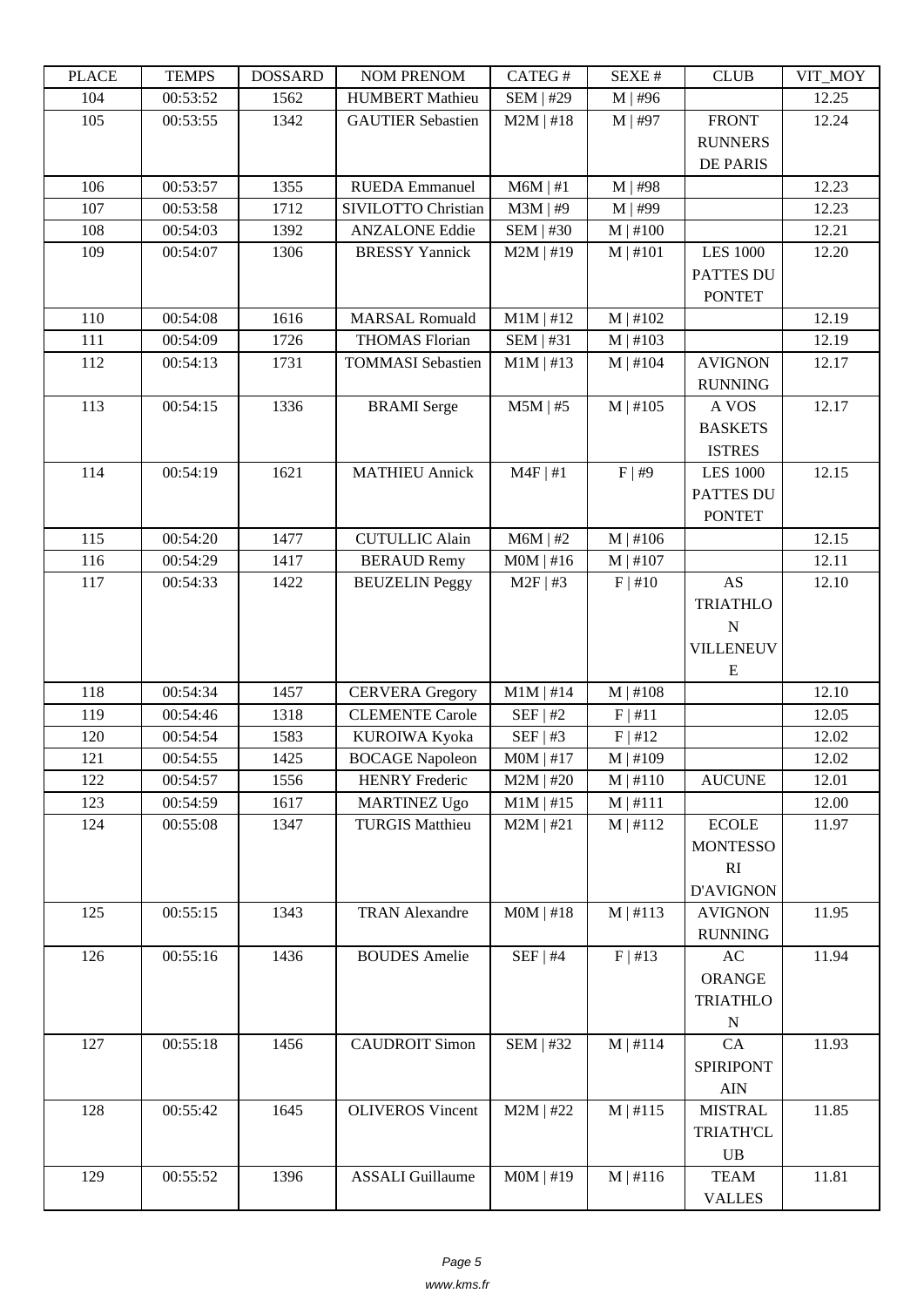| PLACE | TEMPS | DOSSARD | NOM PRENOM | CATEG # | SEXE # | CLUB | VIT_MOY |
|---|---|---|---|---|---|---|---|
| 104 | 00:53:52 | 1562 | HUMBERT Mathieu | SEM \| #29 | M \| #96 | | 12.25 |
| 105 | 00:53:55 | 1342 | GAUTIER Sebastien | M2M \| #18 | M \| #97 | FRONT RUNNERS DE PARIS | 12.24 |
| 106 | 00:53:57 | 1355 | RUEDA Emmanuel | M6M \| #1 | M \| #98 | | 12.23 |
| 107 | 00:53:58 | 1712 | SIVILOTTO Christian | M3M \| #9 | M \| #99 | | 12.23 |
| 108 | 00:54:03 | 1392 | ANZALONE Eddie | SEM \| #30 | M \| #100 | | 12.21 |
| 109 | 00:54:07 | 1306 | BRESSY Yannick | M2M \| #19 | M \| #101 | LES 1000 PATTES DU PONTET | 12.20 |
| 110 | 00:54:08 | 1616 | MARSAL Romuald | M1M \| #12 | M \| #102 | | 12.19 |
| 111 | 00:54:09 | 1726 | THOMAS Florian | SEM \| #31 | M \| #103 | | 12.19 |
| 112 | 00:54:13 | 1731 | TOMMASI Sebastien | M1M \| #13 | M \| #104 | AVIGNON RUNNING | 12.17 |
| 113 | 00:54:15 | 1336 | BRAMI Serge | M5M \| #5 | M \| #105 | A VOS BASKETS ISTRES | 12.17 |
| 114 | 00:54:19 | 1621 | MATHIEU Annick | M4F \| #1 | F \| #9 | LES 1000 PATTES DU PONTET | 12.15 |
| 115 | 00:54:20 | 1477 | CUTULLIC Alain | M6M \| #2 | M \| #106 | | 12.15 |
| 116 | 00:54:29 | 1417 | BERAUD Remy | M0M \| #16 | M \| #107 | | 12.11 |
| 117 | 00:54:33 | 1422 | BEUZELIN Peggy | M2F \| #3 | F \| #10 | AS TRIATHLON VILLENEUVE | 12.10 |
| 118 | 00:54:34 | 1457 | CERVERA Gregory | M1M \| #14 | M \| #108 | | 12.10 |
| 119 | 00:54:46 | 1318 | CLEMENTE Carole | SEF \| #2 | F \| #11 | | 12.05 |
| 120 | 00:54:54 | 1583 | KUROIWA Kyoka | SEF \| #3 | F \| #12 | | 12.02 |
| 121 | 00:54:55 | 1425 | BOCAGE Napoleon | M0M \| #17 | M \| #109 | | 12.02 |
| 122 | 00:54:57 | 1556 | HENRY Frederic | M2M \| #20 | M \| #110 | AUCUNE | 12.01 |
| 123 | 00:54:59 | 1617 | MARTINEZ Ugo | M1M \| #15 | M \| #111 | | 12.00 |
| 124 | 00:55:08 | 1347 | TURGIS Matthieu | M2M \| #21 | M \| #112 | ECOLE MONTESSORI D'AVIGNON | 11.97 |
| 125 | 00:55:15 | 1343 | TRAN Alexandre | M0M \| #18 | M \| #113 | AVIGNON RUNNING | 11.95 |
| 126 | 00:55:16 | 1436 | BOUDES Amelie | SEF \| #4 | F \| #13 | AC ORANGE TRIATHLON | 11.94 |
| 127 | 00:55:18 | 1456 | CAUDROIT Simon | SEM \| #32 | M \| #114 | CA SPIRIPONTAIN | 11.93 |
| 128 | 00:55:42 | 1645 | OLIVEROS Vincent | M2M \| #22 | M \| #115 | MISTRAL TRIATH'CLUB | 11.85 |
| 129 | 00:55:52 | 1396 | ASSALI Guillaume | M0M \| #19 | M \| #116 | TEAM VALLES | 11.81 |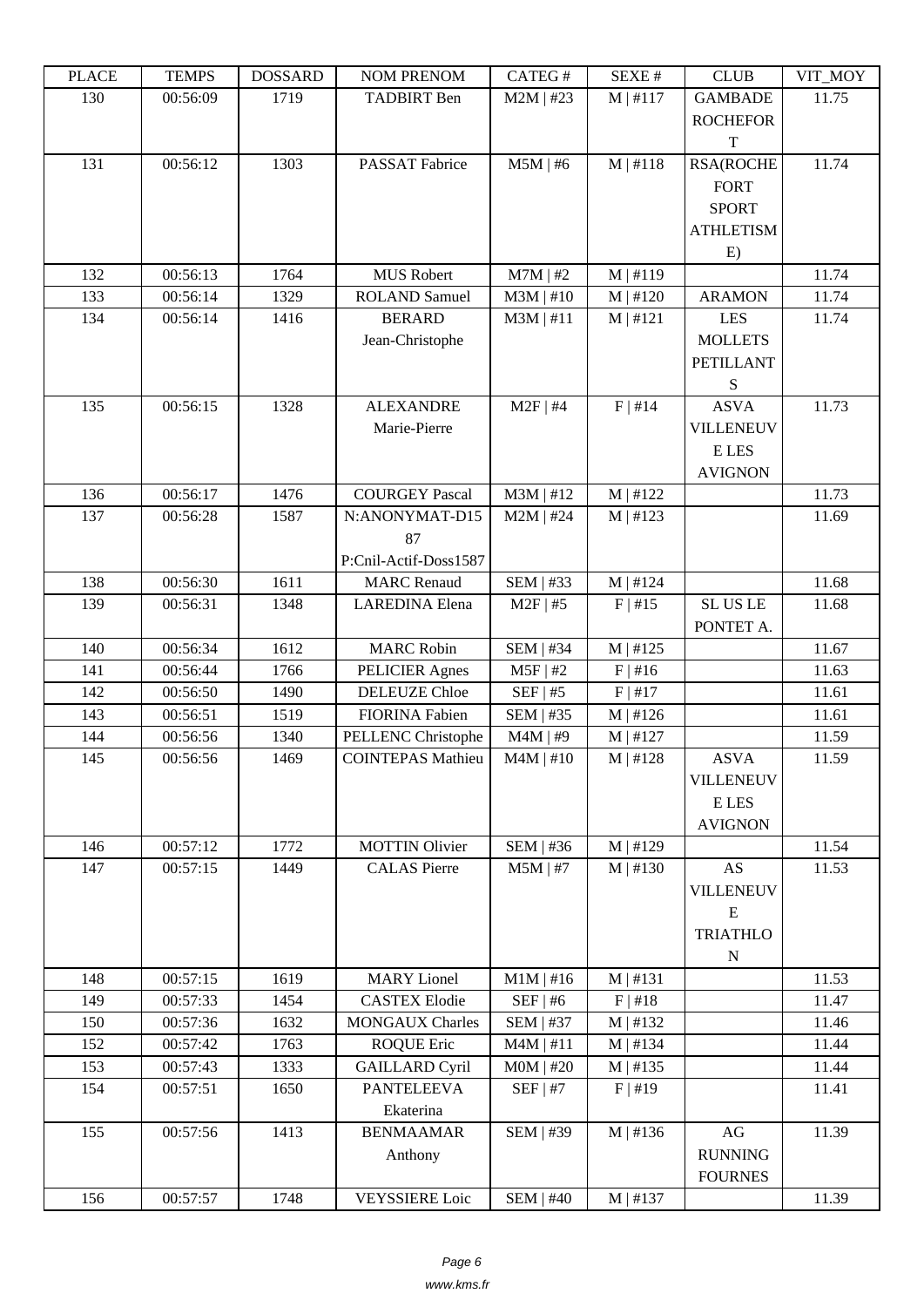| PLACE | TEMPS | DOSSARD | NOM PRENOM | CATEG # | SEXE # | CLUB | VIT_MOY |
|---|---|---|---|---|---|---|---|
| 130 | 00:56:09 | 1719 | TADBIRT Ben | M2M \| #23 | M \| #117 | GAMBADE ROCHEFORT | 11.75 |
| 131 | 00:56:12 | 1303 | PASSAT Fabrice | M5M \| #6 | M \| #118 | RSA(ROCHEFORT SPORT ATHLETISME) | 11.74 |
| 132 | 00:56:13 | 1764 | MUS Robert | M7M \| #2 | M \| #119 | | 11.74 |
| 133 | 00:56:14 | 1329 | ROLAND Samuel | M3M \| #10 | M \| #120 | ARAMON | 11.74 |
| 134 | 00:56:14 | 1416 | BERARD Jean-Christophe | M3M \| #11 | M \| #121 | LES MOLLETS PETILLANTS | 11.74 |
| 135 | 00:56:15 | 1328 | ALEXANDRE Marie-Pierre | M2F \| #4 | F \| #14 | ASVA VILLENEUVE LES AVIGNON | 11.73 |
| 136 | 00:56:17 | 1476 | COURGEY Pascal | M3M \| #12 | M \| #122 | | 11.73 |
| 137 | 00:56:28 | 1587 | N:ANONYMAT-D1587 P:Cnil-Actif-Doss1587 | M2M \| #24 | M \| #123 | | 11.69 |
| 138 | 00:56:30 | 1611 | MARC Renaud | SEM \| #33 | M \| #124 | | 11.68 |
| 139 | 00:56:31 | 1348 | LAREDINA Elena | M2F \| #5 | F \| #15 | SL US LE PONTET A. | 11.68 |
| 140 | 00:56:34 | 1612 | MARC Robin | SEM \| #34 | M \| #125 | | 11.67 |
| 141 | 00:56:44 | 1766 | PELICIER Agnes | M5F \| #2 | F \| #16 | | 11.63 |
| 142 | 00:56:50 | 1490 | DELEUZE Chloe | SEF \| #5 | F \| #17 | | 11.61 |
| 143 | 00:56:51 | 1519 | FIORINA Fabien | SEM \| #35 | M \| #126 | | 11.61 |
| 144 | 00:56:56 | 1340 | PELLENC Christophe | M4M \| #9 | M \| #127 | | 11.59 |
| 145 | 00:56:56 | 1469 | COINTEPAS Mathieu | M4M \| #10 | M \| #128 | ASVA VILLENEUVE LES AVIGNON | 11.59 |
| 146 | 00:57:12 | 1772 | MOTTIN Olivier | SEM \| #36 | M \| #129 | | 11.54 |
| 147 | 00:57:15 | 1449 | CALAS Pierre | M5M \| #7 | M \| #130 | AS VILLENEUVE TRIATHLON | 11.53 |
| 148 | 00:57:15 | 1619 | MARY Lionel | M1M \| #16 | M \| #131 | | 11.53 |
| 149 | 00:57:33 | 1454 | CASTEX Elodie | SEF \| #6 | F \| #18 | | 11.47 |
| 150 | 00:57:36 | 1632 | MONGAUX Charles | SEM \| #37 | M \| #132 | | 11.46 |
| 152 | 00:57:42 | 1763 | ROQUE Eric | M4M \| #11 | M \| #134 | | 11.44 |
| 153 | 00:57:43 | 1333 | GAILLARD Cyril | M0M \| #20 | M \| #135 | | 11.44 |
| 154 | 00:57:51 | 1650 | PANTELEEVA Ekaterina | SEF \| #7 | F \| #19 | | 11.41 |
| 155 | 00:57:56 | 1413 | BENMAAMAR Anthony | SEM \| #39 | M \| #136 | AG RUNNING FOURNES | 11.39 |
| 156 | 00:57:57 | 1748 | VEYSSIERE Loic | SEM \| #40 | M \| #137 | | 11.39 |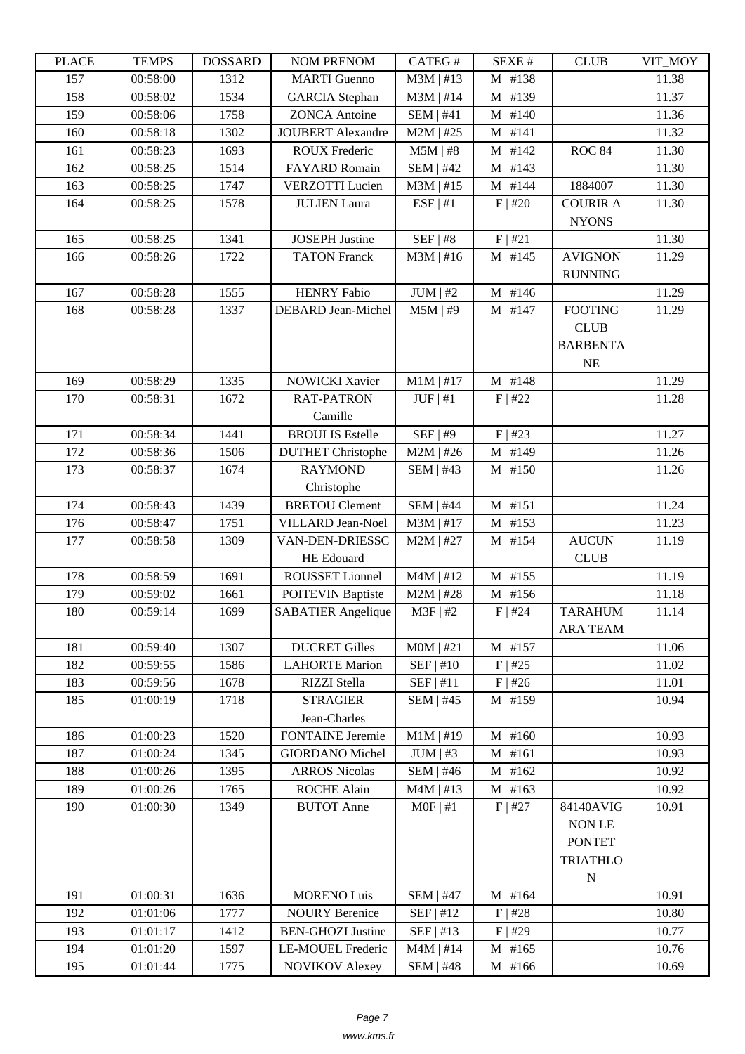| PLACE | TEMPS | DOSSARD | NOM PRENOM | CATEG # | SEXE # | CLUB | VIT_MOY |
|---|---|---|---|---|---|---|---|
| 157 | 00:58:00 | 1312 | MARTI Guenno | M3M \| #13 | M \| #138 | | 11.38 |
| 158 | 00:58:02 | 1534 | GARCIA Stephan | M3M \| #14 | M \| #139 | | 11.37 |
| 159 | 00:58:06 | 1758 | ZONCA Antoine | SEM \| #41 | M \| #140 | | 11.36 |
| 160 | 00:58:18 | 1302 | JOUBERT Alexandre | M2M \| #25 | M \| #141 | | 11.32 |
| 161 | 00:58:23 | 1693 | ROUX Frederic | M5M \| #8 | M \| #142 | ROC 84 | 11.30 |
| 162 | 00:58:25 | 1514 | FAYARD Romain | SEM \| #42 | M \| #143 | | 11.30 |
| 163 | 00:58:25 | 1747 | VERZOTTI Lucien | M3M \| #15 | M \| #144 | 1884007 | 11.30 |
| 164 | 00:58:25 | 1578 | JULIEN Laura | ESF \| #1 | F \| #20 | COURIR A NYONS | 11.30 |
| 165 | 00:58:25 | 1341 | JOSEPH Justine | SEF \| #8 | F \| #21 | | 11.30 |
| 166 | 00:58:26 | 1722 | TATON Franck | M3M \| #16 | M \| #145 | AVIGNON RUNNING | 11.29 |
| 167 | 00:58:28 | 1555 | HENRY Fabio | JUM \| #2 | M \| #146 | | 11.29 |
| 168 | 00:58:28 | 1337 | DEBARD Jean-Michel | M5M \| #9 | M \| #147 | FOOTING CLUB BARBENTANE | 11.29 |
| 169 | 00:58:29 | 1335 | NOWICKI Xavier | M1M \| #17 | M \| #148 | | 11.29 |
| 170 | 00:58:31 | 1672 | RAT-PATRON Camille | JUF \| #1 | F \| #22 | | 11.28 |
| 171 | 00:58:34 | 1441 | BROULIS Estelle | SEF \| #9 | F \| #23 | | 11.27 |
| 172 | 00:58:36 | 1506 | DUTHET Christophe | M2M \| #26 | M \| #149 | | 11.26 |
| 173 | 00:58:37 | 1674 | RAYMOND Christophe | SEM \| #43 | M \| #150 | | 11.26 |
| 174 | 00:58:43 | 1439 | BRETOU Clement | SEM \| #44 | M \| #151 | | 11.24 |
| 176 | 00:58:47 | 1751 | VILLARD Jean-Noel | M3M \| #17 | M \| #153 | | 11.23 |
| 177 | 00:58:58 | 1309 | VAN-DEN-DRIESSCHE Edouard | M2M \| #27 | M \| #154 | AUCUN CLUB | 11.19 |
| 178 | 00:58:59 | 1691 | ROUSSET Lionnel | M4M \| #12 | M \| #155 | | 11.19 |
| 179 | 00:59:02 | 1661 | POITEVIN Baptiste | M2M \| #28 | M \| #156 | | 11.18 |
| 180 | 00:59:14 | 1699 | SABATIER Angelique | M3F \| #2 | F \| #24 | TARAHUMARA TEAM | 11.14 |
| 181 | 00:59:40 | 1307 | DUCRET Gilles | M0M \| #21 | M \| #157 | | 11.06 |
| 182 | 00:59:55 | 1586 | LAHORTE Marion | SEF \| #10 | F \| #25 | | 11.02 |
| 183 | 00:59:56 | 1678 | RIZZI Stella | SEF \| #11 | F \| #26 | | 11.01 |
| 185 | 01:00:19 | 1718 | STRAGIER Jean-Charles | SEM \| #45 | M \| #159 | | 10.94 |
| 186 | 01:00:23 | 1520 | FONTAINE Jeremie | M1M \| #19 | M \| #160 | | 10.93 |
| 187 | 01:00:24 | 1345 | GIORDANO Michel | JUM \| #3 | M \| #161 | | 10.93 |
| 188 | 01:00:26 | 1395 | ARROS Nicolas | SEM \| #46 | M \| #162 | | 10.92 |
| 189 | 01:00:26 | 1765 | ROCHE Alain | M4M \| #13 | M \| #163 | | 10.92 |
| 190 | 01:00:30 | 1349 | BUTOT Anne | M0F \| #1 | F \| #27 | 84140AVIGNON LE PONTET TRIATHLON | 10.91 |
| 191 | 01:00:31 | 1636 | MORENO Luis | SEM \| #47 | M \| #164 | | 10.91 |
| 192 | 01:01:06 | 1777 | NOURY Berenice | SEF \| #12 | F \| #28 | | 10.80 |
| 193 | 01:01:17 | 1412 | BEN-GHOZI Justine | SEF \| #13 | F \| #29 | | 10.77 |
| 194 | 01:01:20 | 1597 | LE-MOUEL Frederic | M4M \| #14 | M \| #165 | | 10.76 |
| 195 | 01:01:44 | 1775 | NOVIKOV Alexey | SEM \| #48 | M \| #166 | | 10.69 |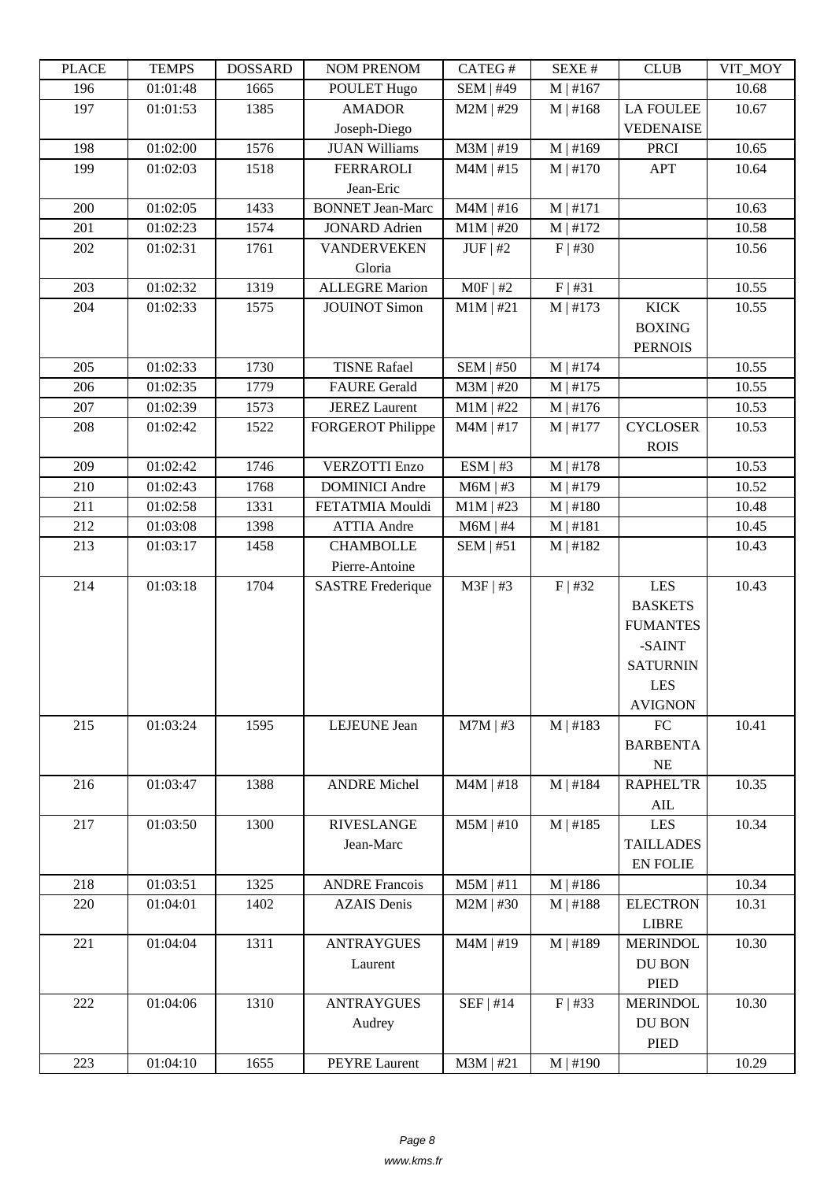| PLACE | TEMPS | DOSSARD | NOM PRENOM | CATEG # | SEXE # | CLUB | VIT_MOY |
|---|---|---|---|---|---|---|---|
| 196 | 01:01:48 | 1665 | POULET Hugo | SEM \| #49 | M \| #167 | | 10.68 |
| 197 | 01:01:53 | 1385 | AMADOR Joseph-Diego | M2M \| #29 | M \| #168 | LA FOULEE VEDENAISE | 10.67 |
| 198 | 01:02:00 | 1576 | JUAN Williams | M3M \| #19 | M \| #169 | PRCI | 10.65 |
| 199 | 01:02:03 | 1518 | FERRAROLI Jean-Eric | M4M \| #15 | M \| #170 | APT | 10.64 |
| 200 | 01:02:05 | 1433 | BONNET Jean-Marc | M4M \| #16 | M \| #171 | | 10.63 |
| 201 | 01:02:23 | 1574 | JONARD Adrien | M1M \| #20 | M \| #172 | | 10.58 |
| 202 | 01:02:31 | 1761 | VANDERVEKEN Gloria | JUF \| #2 | F \| #30 | | 10.56 |
| 203 | 01:02:32 | 1319 | ALLEGRE Marion | M0F \| #2 | F \| #31 | | 10.55 |
| 204 | 01:02:33 | 1575 | JOUINOT Simon | M1M \| #21 | M \| #173 | KICK BOXING PERNOIS | 10.55 |
| 205 | 01:02:33 | 1730 | TISNE Rafael | SEM \| #50 | M \| #174 | | 10.55 |
| 206 | 01:02:35 | 1779 | FAURE Gerald | M3M \| #20 | M \| #175 | | 10.55 |
| 207 | 01:02:39 | 1573 | JEREZ Laurent | M1M \| #22 | M \| #176 | | 10.53 |
| 208 | 01:02:42 | 1522 | FORGEROT Philippe | M4M \| #17 | M \| #177 | CYCLOSER ROIS | 10.53 |
| 209 | 01:02:42 | 1746 | VERZOTTI Enzo | ESM \| #3 | M \| #178 | | 10.53 |
| 210 | 01:02:43 | 1768 | DOMINICI Andre | M6M \| #3 | M \| #179 | | 10.52 |
| 211 | 01:02:58 | 1331 | FETATMIA Mouldi | M1M \| #23 | M \| #180 | | 10.48 |
| 212 | 01:03:08 | 1398 | ATTIA Andre | M6M \| #4 | M \| #181 | | 10.45 |
| 213 | 01:03:17 | 1458 | CHAMBOLLE Pierre-Antoine | SEM \| #51 | M \| #182 | | 10.43 |
| 214 | 01:03:18 | 1704 | SASTRE Frederique | M3F \| #3 | F \| #32 | LES BASKETS FUMANTES -SAINT SATURNIN LES AVIGNON | 10.43 |
| 215 | 01:03:24 | 1595 | LEJEUNE Jean | M7M \| #3 | M \| #183 | FC BARBENTANE | 10.41 |
| 216 | 01:03:47 | 1388 | ANDRE Michel | M4M \| #18 | M \| #184 | RAPHEL'TRAIL | 10.35 |
| 217 | 01:03:50 | 1300 | RIVESLANGE Jean-Marc | M5M \| #10 | M \| #185 | LES TAILLADES EN FOLIE | 10.34 |
| 218 | 01:03:51 | 1325 | ANDRE Francois | M5M \| #11 | M \| #186 | | 10.34 |
| 220 | 01:04:01 | 1402 | AZAIS Denis | M2M \| #30 | M \| #188 | ELECTRON LIBRE | 10.31 |
| 221 | 01:04:04 | 1311 | ANTRAYGUES Laurent | M4M \| #19 | M \| #189 | MERINDOL DU BON PIED | 10.30 |
| 222 | 01:04:06 | 1310 | ANTRAYGUES Audrey | SEF \| #14 | F \| #33 | MERINDOL DU BON PIED | 10.30 |
| 223 | 01:04:10 | 1655 | PEYRE Laurent | M3M \| #21 | M \| #190 | | 10.29 |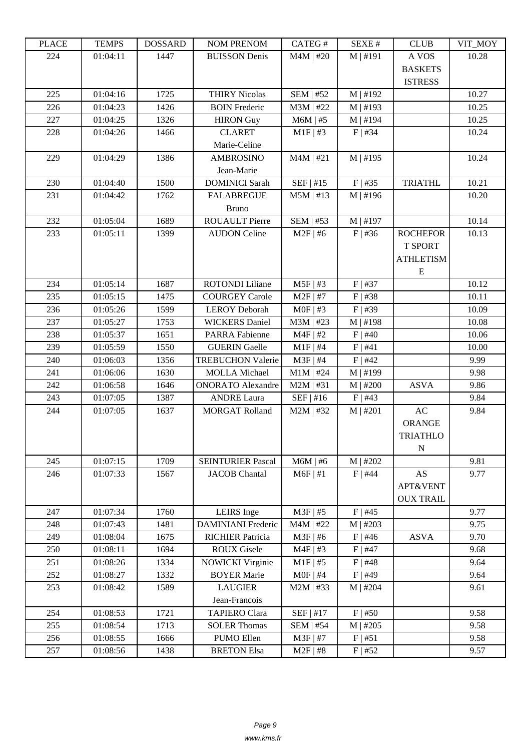| PLACE | TEMPS | DOSSARD | NOM PRENOM | CATEG # | SEXE # | CLUB | VIT_MOY |
|---|---|---|---|---|---|---|---|
| 224 | 01:04:11 | 1447 | BUISSON Denis | M4M \| #20 | M \| #191 | A VOS BASKETS ISTRESS | 10.28 |
| 225 | 01:04:16 | 1725 | THIRY Nicolas | SEM \| #52 | M \| #192 | | 10.27 |
| 226 | 01:04:23 | 1426 | BOIN Frederic | M3M \| #22 | M \| #193 | | 10.25 |
| 227 | 01:04:25 | 1326 | HIRON Guy | M6M \| #5 | M \| #194 | | 10.25 |
| 228 | 01:04:26 | 1466 | CLARET Marie-Celine | M1F \| #3 | F \| #34 | | 10.24 |
| 229 | 01:04:29 | 1386 | AMBROSINO Jean-Marie | M4M \| #21 | M \| #195 | | 10.24 |
| 230 | 01:04:40 | 1500 | DOMINICI Sarah | SEF \| #15 | F \| #35 | TRIATHL | 10.21 |
| 231 | 01:04:42 | 1762 | FALABREGUE Bruno | M5M \| #13 | M \| #196 | | 10.20 |
| 232 | 01:05:04 | 1689 | ROUAULT Pierre | SEM \| #53 | M \| #197 | | 10.14 |
| 233 | 01:05:11 | 1399 | AUDON Celine | M2F \| #6 | F \| #36 | ROCHEFORT SPORT ATHLETISME | 10.13 |
| 234 | 01:05:14 | 1687 | ROTONDI Liliane | M5F \| #3 | F \| #37 | | 10.12 |
| 235 | 01:05:15 | 1475 | COURGEY Carole | M2F \| #7 | F \| #38 | | 10.11 |
| 236 | 01:05:26 | 1599 | LEROY Deborah | M0F \| #3 | F \| #39 | | 10.09 |
| 237 | 01:05:27 | 1753 | WICKERS Daniel | M3M \| #23 | M \| #198 | | 10.08 |
| 238 | 01:05:37 | 1651 | PARRA Fabienne | M4F \| #2 | F \| #40 | | 10.06 |
| 239 | 01:05:59 | 1550 | GUERIN Gaelle | M1F \| #4 | F \| #41 | | 10.00 |
| 240 | 01:06:03 | 1356 | TREBUCHON Valerie | M3F \| #4 | F \| #42 | | 9.99 |
| 241 | 01:06:06 | 1630 | MOLLA Michael | M1M \| #24 | M \| #199 | | 9.98 |
| 242 | 01:06:58 | 1646 | ONORATO Alexandre | M2M \| #31 | M \| #200 | ASVA | 9.86 |
| 243 | 01:07:05 | 1387 | ANDRE Laura | SEF \| #16 | F \| #43 | | 9.84 |
| 244 | 01:07:05 | 1637 | MORGAT Rolland | M2M \| #32 | M \| #201 | AC ORANGE TRIATHLON | 9.84 |
| 245 | 01:07:15 | 1709 | SEINTURIER Pascal | M6M \| #6 | M \| #202 | | 9.81 |
| 246 | 01:07:33 | 1567 | JACOB Chantal | M6F \| #1 | F \| #44 | AS APT&VENTOUX TRAIL | 9.77 |
| 247 | 01:07:34 | 1760 | LEIRS Inge | M3F \| #5 | F \| #45 | | 9.77 |
| 248 | 01:07:43 | 1481 | DAMINIANI Frederic | M4M \| #22 | M \| #203 | | 9.75 |
| 249 | 01:08:04 | 1675 | RICHIER Patricia | M3F \| #6 | F \| #46 | ASVA | 9.70 |
| 250 | 01:08:11 | 1694 | ROUX Gisele | M4F \| #3 | F \| #47 | | 9.68 |
| 251 | 01:08:26 | 1334 | NOWICKI Virginie | M1F \| #5 | F \| #48 | | 9.64 |
| 252 | 01:08:27 | 1332 | BOYER Marie | M0F \| #4 | F \| #49 | | 9.64 |
| 253 | 01:08:42 | 1589 | LAUGIER Jean-Francois | M2M \| #33 | M \| #204 | | 9.61 |
| 254 | 01:08:53 | 1721 | TAPIERO Clara | SEF \| #17 | F \| #50 | | 9.58 |
| 255 | 01:08:54 | 1713 | SOLER Thomas | SEM \| #54 | M \| #205 | | 9.58 |
| 256 | 01:08:55 | 1666 | PUMO Ellen | M3F \| #7 | F \| #51 | | 9.58 |
| 257 | 01:08:56 | 1438 | BRETON Elsa | M2F \| #8 | F \| #52 | | 9.57 |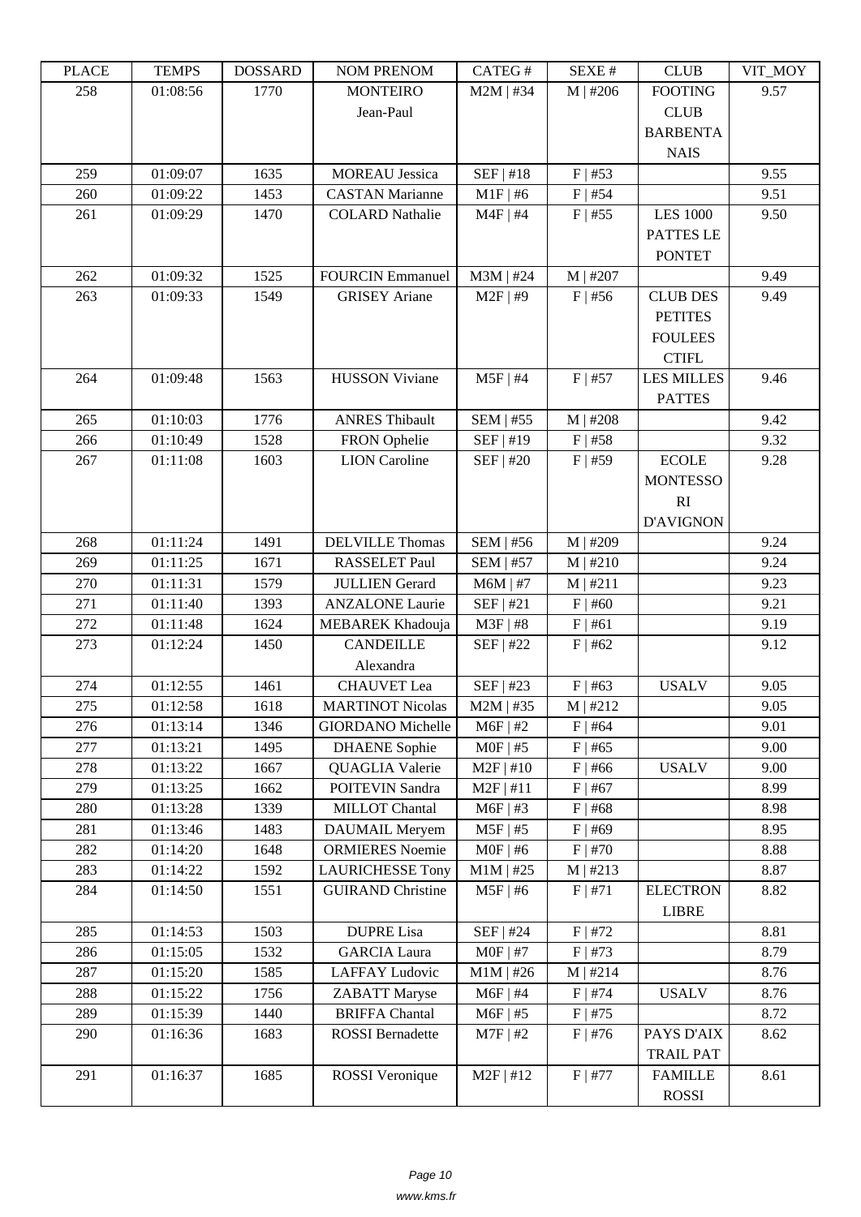| PLACE | TEMPS | DOSSARD | NOM PRENOM | CATEG # | SEXE # | CLUB | VIT_MOY |
|---|---|---|---|---|---|---|---|
| 258 | 01:08:56 | 1770 | MONTEIRO Jean-Paul | M2M \| #34 | M \| #206 | FOOTING CLUB BARBENTANAIS | 9.57 |
| 259 | 01:09:07 | 1635 | MOREAU Jessica | SEF \| #18 | F \| #53 | | 9.55 |
| 260 | 01:09:22 | 1453 | CASTAN Marianne | M1F \| #6 | F \| #54 | | 9.51 |
| 261 | 01:09:29 | 1470 | COLARD Nathalie | M4F \| #4 | F \| #55 | LES 1000 PATTES LE PONTET | 9.50 |
| 262 | 01:09:32 | 1525 | FOURCIN Emmanuel | M3M \| #24 | M \| #207 | | 9.49 |
| 263 | 01:09:33 | 1549 | GRISEY Ariane | M2F \| #9 | F \| #56 | CLUB DES PETITES FOULEES CTIFL | 9.49 |
| 264 | 01:09:48 | 1563 | HUSSON Viviane | M5F \| #4 | F \| #57 | LES MILLES PATTES | 9.46 |
| 265 | 01:10:03 | 1776 | ANRES Thibault | SEM \| #55 | M \| #208 | | 9.42 |
| 266 | 01:10:49 | 1528 | FRON Ophelie | SEF \| #19 | F \| #58 | | 9.32 |
| 267 | 01:11:08 | 1603 | LION Caroline | SEF \| #20 | F \| #59 | ECOLE MONTESSORI D'AVIGNON | 9.28 |
| 268 | 01:11:24 | 1491 | DELVILLE Thomas | SEM \| #56 | M \| #209 | | 9.24 |
| 269 | 01:11:25 | 1671 | RASSELET Paul | SEM \| #57 | M \| #210 | | 9.24 |
| 270 | 01:11:31 | 1579 | JULLIEN Gerard | M6M \| #7 | M \| #211 | | 9.23 |
| 271 | 01:11:40 | 1393 | ANZALONE Laurie | SEF \| #21 | F \| #60 | | 9.21 |
| 272 | 01:11:48 | 1624 | MEBAREK Khadouja | M3F \| #8 | F \| #61 | | 9.19 |
| 273 | 01:12:24 | 1450 | CANDEILLE Alexandra | SEF \| #22 | F \| #62 | | 9.12 |
| 274 | 01:12:55 | 1461 | CHAUVET Lea | SEF \| #23 | F \| #63 | USALV | 9.05 |
| 275 | 01:12:58 | 1618 | MARTINOT Nicolas | M2M \| #35 | M \| #212 | | 9.05 |
| 276 | 01:13:14 | 1346 | GIORDANO Michelle | M6F \| #2 | F \| #64 | | 9.01 |
| 277 | 01:13:21 | 1495 | DHAENE Sophie | M0F \| #5 | F \| #65 | | 9.00 |
| 278 | 01:13:22 | 1667 | QUAGLIA Valerie | M2F \| #10 | F \| #66 | USALV | 9.00 |
| 279 | 01:13:25 | 1662 | POITEVIN Sandra | M2F \| #11 | F \| #67 | | 8.99 |
| 280 | 01:13:28 | 1339 | MILLOT Chantal | M6F \| #3 | F \| #68 | | 8.98 |
| 281 | 01:13:46 | 1483 | DAUMAIL Meryem | M5F \| #5 | F \| #69 | | 8.95 |
| 282 | 01:14:20 | 1648 | ORMIERES Noemie | M0F \| #6 | F \| #70 | | 8.88 |
| 283 | 01:14:22 | 1592 | LAURICHESSE Tony | M1M \| #25 | M \| #213 | | 8.87 |
| 284 | 01:14:50 | 1551 | GUIRAND Christine | M5F \| #6 | F \| #71 | ELECTRON LIBRE | 8.82 |
| 285 | 01:14:53 | 1503 | DUPRE Lisa | SEF \| #24 | F \| #72 | | 8.81 |
| 286 | 01:15:05 | 1532 | GARCIA Laura | M0F \| #7 | F \| #73 | | 8.79 |
| 287 | 01:15:20 | 1585 | LAFFAY Ludovic | M1M \| #26 | M \| #214 | | 8.76 |
| 288 | 01:15:22 | 1756 | ZABATT Maryse | M6F \| #4 | F \| #74 | USALV | 8.76 |
| 289 | 01:15:39 | 1440 | BRIFFA Chantal | M6F \| #5 | F \| #75 | | 8.72 |
| 290 | 01:16:36 | 1683 | ROSSI Bernadette | M7F \| #2 | F \| #76 | PAYS D'AIX TRAIL PAT | 8.62 |
| 291 | 01:16:37 | 1685 | ROSSI Veronique | M2F \| #12 | F \| #77 | FAMILLE ROSSI | 8.61 |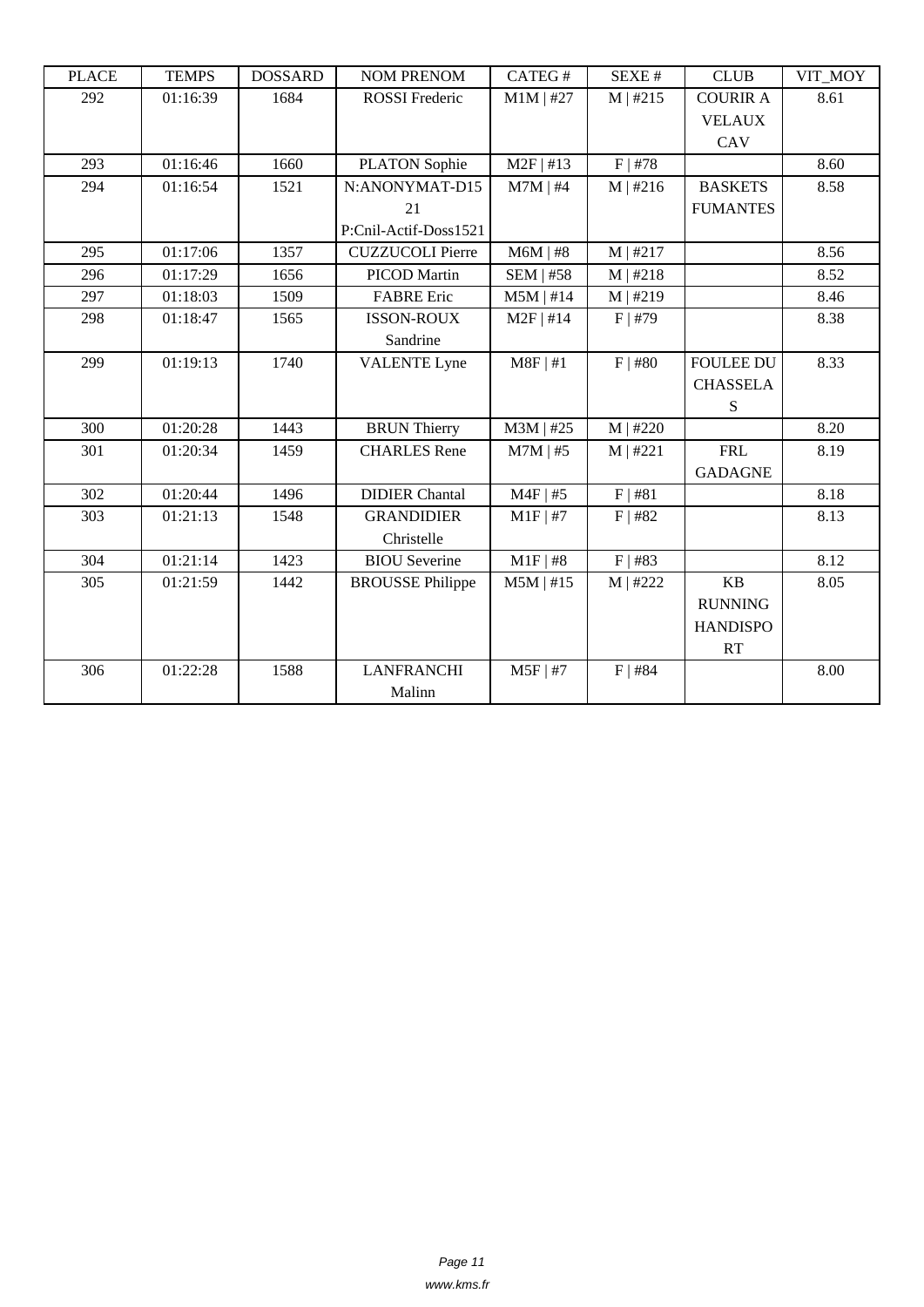| PLACE | TEMPS | DOSSARD | NOM PRENOM | CATEG # | SEXE # | CLUB | VIT_MOY |
|---|---|---|---|---|---|---|---|
| 292 | 01:16:39 | 1684 | ROSSI Frederic | M1M \| #27 | M \| #215 | COURIR A VELAUX CAV | 8.61 |
| 293 | 01:16:46 | 1660 | PLATON Sophie | M2F \| #13 | F \| #78 | | 8.60 |
| 294 | 01:16:54 | 1521 | N:ANONYMAT-D1521 P:Cnil-Actif-Doss1521 | M7M \| #4 | M \| #216 | BASKETS FUMANTES | 8.58 |
| 295 | 01:17:06 | 1357 | CUZZUCOLI Pierre | M6M \| #8 | M \| #217 | | 8.56 |
| 296 | 01:17:29 | 1656 | PICOD Martin | SEM \| #58 | M \| #218 | | 8.52 |
| 297 | 01:18:03 | 1509 | FABRE Eric | M5M \| #14 | M \| #219 | | 8.46 |
| 298 | 01:18:47 | 1565 | ISSON-ROUX Sandrine | M2F \| #14 | F \| #79 | | 8.38 |
| 299 | 01:19:13 | 1740 | VALENTE Lyne | M8F \| #1 | F \| #80 | FOULEE DU CHASSELAS | 8.33 |
| 300 | 01:20:28 | 1443 | BRUN Thierry | M3M \| #25 | M \| #220 | | 8.20 |
| 301 | 01:20:34 | 1459 | CHARLES Rene | M7M \| #5 | M \| #221 | FRL GADAGNE | 8.19 |
| 302 | 01:20:44 | 1496 | DIDIER Chantal | M4F \| #5 | F \| #81 | | 8.18 |
| 303 | 01:21:13 | 1548 | GRANDIDIER Christelle | M1F \| #7 | F \| #82 | | 8.13 |
| 304 | 01:21:14 | 1423 | BIOU Severine | M1F \| #8 | F \| #83 | | 8.12 |
| 305 | 01:21:59 | 1442 | BROUSSE Philippe | M5M \| #15 | M \| #222 | KB RUNNING HANDISPORT | 8.05 |
| 306 | 01:22:28 | 1588 | LANFRANCHI Malinn | M5F \| #7 | F \| #84 | | 8.00 |

www.kms.fr